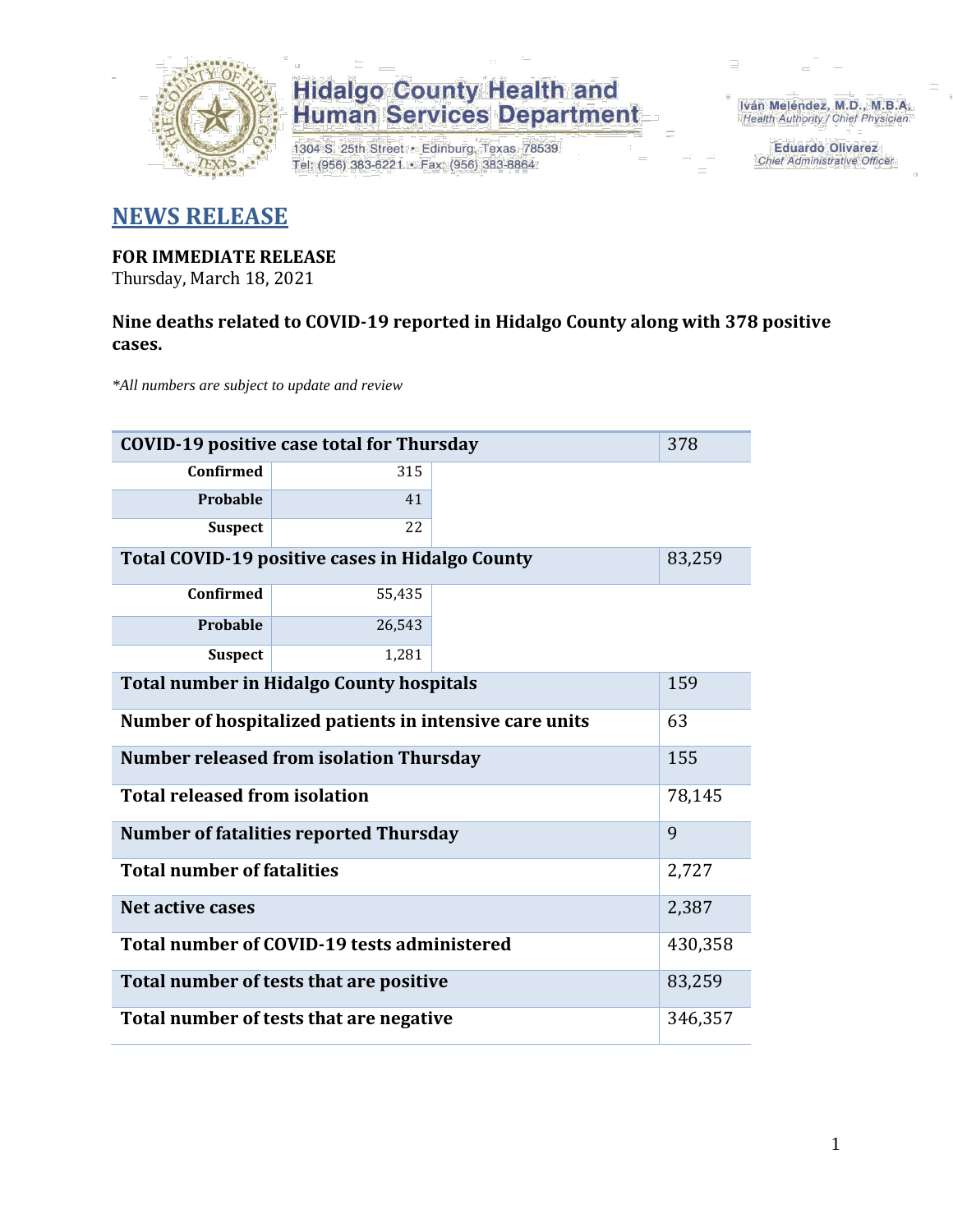**Hidalgo County Health and Human Services Department**

1304 S. 25th Street • Edinburg, Texas 78539
Tel: (956) 383-6221 • Fax: (956) 383-8864

Iván Meléndez, M.D., M.B.A.
*Health Authority / Chief Physician*

Eduardo Olivarez
*Chief Administrative Officer*

# NEWS RELEASE

**FOR IMMEDIATE RELEASE**
Thursday, March 18, 2021

**Nine deaths related to COVID-19 reported in Hidalgo County along with 378 positive cases.**

*\*All numbers are subject to update and review*

| | | |
|---|---|---|
| **COVID-19 positive case total for Thursday** | | 378 |
| **Confirmed** | 315 | |
| **Probable** | 41 | |
| **Suspect** | 22 | |
| **Total COVID-19 positive cases in Hidalgo County** | | 83,259 |
| **Confirmed** | 55,435 | |
| **Probable** | 26,543 | |
| **Suspect** | 1,281 | |
| **Total number in Hidalgo County hospitals** | | 159 |
| **Number of hospitalized patients in intensive care units** | | 63 |
| **Number released from isolation Thursday** | | 155 |
| **Total released from isolation** | | 78,145 |
| **Number of fatalities reported Thursday** | | 9 |
| **Total number of fatalities** | | 2,727 |
| **Net active cases** | | 2,387 |
| **Total number of COVID-19 tests administered** | | 430,358 |
| **Total number of tests that are positive** | | 83,259 |
| **Total number of tests that are negative** | | 346,357 |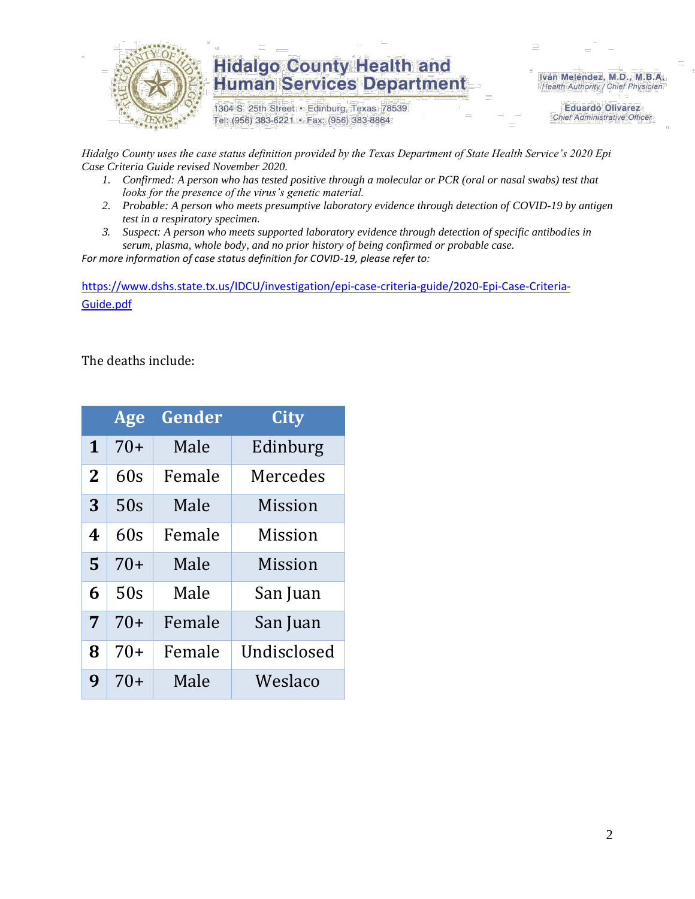*Hidalgo County uses the case status definition provided by the Texas Department of State Health Service's 2020 Epi Case Criteria Guide revised November 2020.*

1. *Confirmed: A person who has tested positive through a molecular or PCR (oral or nasal swabs) test that looks for the presence of the virus's genetic material.*
2. *Probable: A person who meets presumptive laboratory evidence through detection of COVID-19 by antigen test in a respiratory specimen.*
3. *Suspect: A person who meets supported laboratory evidence through detection of specific antibodies in serum, plasma, whole body, and no prior history of being confirmed or probable case.*

*For more information of case status definition for COVID-19, please refer to:*

https://www.dshs.state.tx.us/IDCU/investigation/epi-case-criteria-guide/2020-Epi-Case-Criteria-Guide.pdf

The deaths include:

| | Age | Gender | City |
|---|---|---|---|
| **1** | 70+ | Male | Edinburg |
| **2** | 60s | Female | Mercedes |
| **3** | 50s | Male | Mission |
| **4** | 60s | Female | Mission |
| **5** | 70+ | Male | Mission |
| **6** | 50s | Male | San Juan |
| **7** | 70+ | Female | San Juan |
| **8** | 70+ | Female | Undisclosed |
| **9** | 70+ | Male | Weslaco |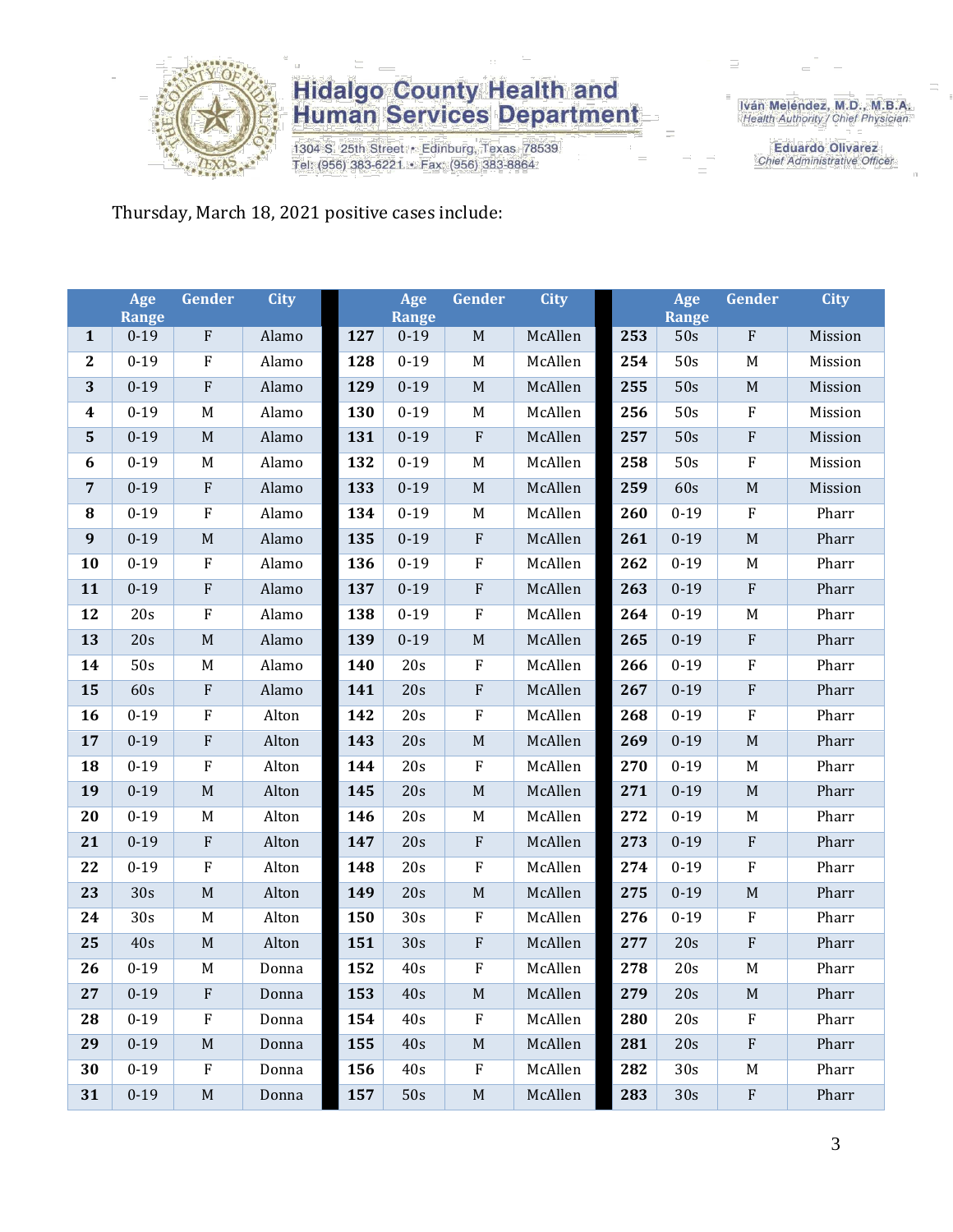Hidalgo County Health and Human Services Department

1304 S. 25th Street • Edinburg, Texas 78539
Tel: (956) 383-6221 • Fax: (956) 383-8864

Iván Meléndez, M.D., M.B.A.
Health Authority / Chief Physician

Eduardo Olivarez
Chief Administrative Officer

Thursday, March 18, 2021 positive cases include:

| | Age Range | Gender | City | | Age Range | Gender | City | | Age Range | Gender | City |
|---|---|---|---|---|---|---|---|---|---|---|---|
| **1** | 0-19 | F | Alamo | **127** | 0-19 | M | McAllen | **253** | 50s | F | Mission |
| **2** | 0-19 | F | Alamo | **128** | 0-19 | M | McAllen | **254** | 50s | M | Mission |
| **3** | 0-19 | F | Alamo | **129** | 0-19 | M | McAllen | **255** | 50s | M | Mission |
| **4** | 0-19 | M | Alamo | **130** | 0-19 | M | McAllen | **256** | 50s | F | Mission |
| **5** | 0-19 | M | Alamo | **131** | 0-19 | F | McAllen | **257** | 50s | F | Mission |
| **6** | 0-19 | M | Alamo | **132** | 0-19 | M | McAllen | **258** | 50s | F | Mission |
| **7** | 0-19 | F | Alamo | **133** | 0-19 | M | McAllen | **259** | 60s | M | Mission |
| **8** | 0-19 | F | Alamo | **134** | 0-19 | M | McAllen | **260** | 0-19 | F | Pharr |
| **9** | 0-19 | M | Alamo | **135** | 0-19 | F | McAllen | **261** | 0-19 | M | Pharr |
| **10** | 0-19 | F | Alamo | **136** | 0-19 | F | McAllen | **262** | 0-19 | M | Pharr |
| **11** | 0-19 | F | Alamo | **137** | 0-19 | F | McAllen | **263** | 0-19 | F | Pharr |
| **12** | 20s | F | Alamo | **138** | 0-19 | F | McAllen | **264** | 0-19 | M | Pharr |
| **13** | 20s | M | Alamo | **139** | 0-19 | M | McAllen | **265** | 0-19 | F | Pharr |
| **14** | 50s | M | Alamo | **140** | 20s | F | McAllen | **266** | 0-19 | F | Pharr |
| **15** | 60s | F | Alamo | **141** | 20s | F | McAllen | **267** | 0-19 | F | Pharr |
| **16** | 0-19 | F | Alton | **142** | 20s | F | McAllen | **268** | 0-19 | F | Pharr |
| **17** | 0-19 | F | Alton | **143** | 20s | M | McAllen | **269** | 0-19 | M | Pharr |
| **18** | 0-19 | F | Alton | **144** | 20s | F | McAllen | **270** | 0-19 | M | Pharr |
| **19** | 0-19 | M | Alton | **145** | 20s | M | McAllen | **271** | 0-19 | M | Pharr |
| **20** | 0-19 | M | Alton | **146** | 20s | M | McAllen | **272** | 0-19 | M | Pharr |
| **21** | 0-19 | F | Alton | **147** | 20s | F | McAllen | **273** | 0-19 | F | Pharr |
| **22** | 0-19 | F | Alton | **148** | 20s | F | McAllen | **274** | 0-19 | F | Pharr |
| **23** | 30s | M | Alton | **149** | 20s | M | McAllen | **275** | 0-19 | M | Pharr |
| **24** | 30s | M | Alton | **150** | 30s | F | McAllen | **276** | 0-19 | F | Pharr |
| **25** | 40s | M | Alton | **151** | 30s | F | McAllen | **277** | 20s | F | Pharr |
| **26** | 0-19 | M | Donna | **152** | 40s | F | McAllen | **278** | 20s | M | Pharr |
| **27** | 0-19 | F | Donna | **153** | 40s | M | McAllen | **279** | 20s | M | Pharr |
| **28** | 0-19 | F | Donna | **154** | 40s | F | McAllen | **280** | 20s | F | Pharr |
| **29** | 0-19 | M | Donna | **155** | 40s | M | McAllen | **281** | 20s | F | Pharr |
| **30** | 0-19 | F | Donna | **156** | 40s | F | McAllen | **282** | 30s | M | Pharr |
| **31** | 0-19 | M | Donna | **157** | 50s | M | McAllen | **283** | 30s | F | Pharr |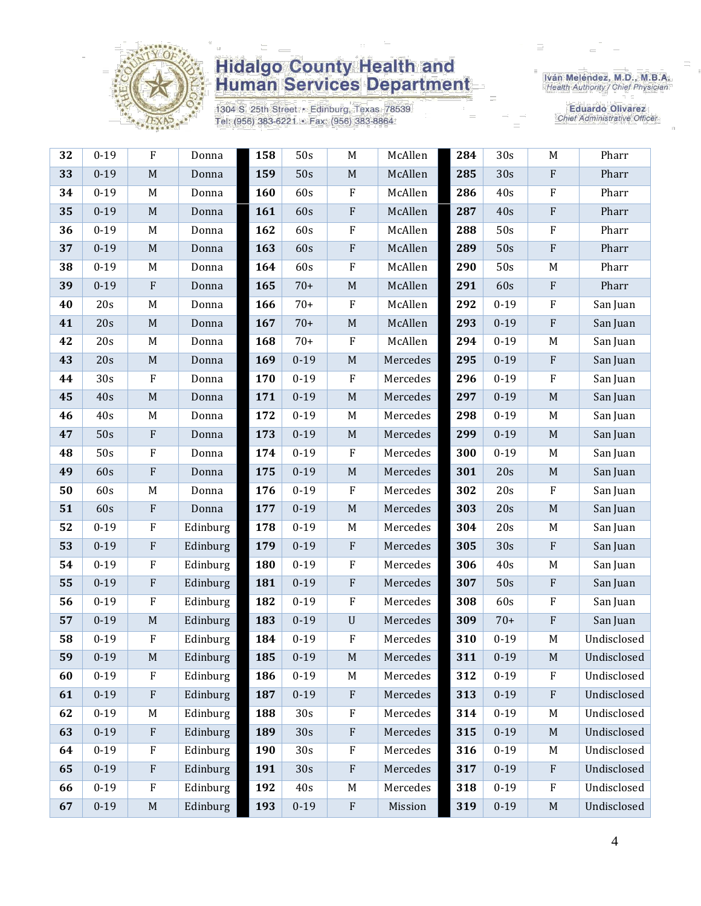| 32 | 0-19 | F | Donna |
|---|---|---|---|
| 33 | 0-19 | M | Donna |
| 34 | 0-19 | M | Donna |
| 35 | 0-19 | M | Donna |
| 36 | 0-19 | M | Donna |
| 37 | 0-19 | M | Donna |
| 38 | 0-19 | M | Donna |
| 39 | 0-19 | F | Donna |
| 40 | 20s | M | Donna |
| 41 | 20s | M | Donna |
| 42 | 20s | M | Donna |
| 43 | 20s | M | Donna |
| 44 | 30s | F | Donna |
| 45 | 40s | M | Donna |
| 46 | 40s | M | Donna |
| 47 | 50s | F | Donna |
| 48 | 50s | F | Donna |
| 49 | 60s | F | Donna |
| 50 | 60s | M | Donna |
| 51 | 60s | F | Donna |
| 52 | 0-19 | F | Edinburg |
| 53 | 0-19 | F | Edinburg |
| 54 | 0-19 | F | Edinburg |
| 55 | 0-19 | F | Edinburg |
| 56 | 0-19 | F | Edinburg |
| 57 | 0-19 | M | Edinburg |
| 58 | 0-19 | F | Edinburg |
| 59 | 0-19 | M | Edinburg |
| 60 | 0-19 | F | Edinburg |
| 61 | 0-19 | F | Edinburg |
| 62 | 0-19 | M | Edinburg |
| 63 | 0-19 | F | Edinburg |
| 64 | 0-19 | F | Edinburg |
| 65 | 0-19 | F | Edinburg |
| 66 | 0-19 | F | Edinburg |
| 67 | 0-19 | M | Edinburg |
| 158 | 50s | M | McAllen |
| 159 | 50s | M | McAllen |
| 160 | 60s | F | McAllen |
| 161 | 60s | F | McAllen |
| 162 | 60s | F | McAllen |
| 163 | 60s | F | McAllen |
| 164 | 60s | F | McAllen |
| 165 | 70+ | M | McAllen |
| 166 | 70+ | F | McAllen |
| 167 | 70+ | M | McAllen |
| 168 | 70+ | F | McAllen |
| 169 | 0-19 | M | Mercedes |
| 170 | 0-19 | F | Mercedes |
| 171 | 0-19 | M | Mercedes |
| 172 | 0-19 | M | Mercedes |
| 173 | 0-19 | M | Mercedes |
| 174 | 0-19 | F | Mercedes |
| 175 | 0-19 | M | Mercedes |
| 176 | 0-19 | F | Mercedes |
| 177 | 0-19 | M | Mercedes |
| 178 | 0-19 | M | Mercedes |
| 179 | 0-19 | F | Mercedes |
| 180 | 0-19 | F | Mercedes |
| 181 | 0-19 | F | Mercedes |
| 182 | 0-19 | F | Mercedes |
| 183 | 0-19 | U | Mercedes |
| 184 | 0-19 | F | Mercedes |
| 185 | 0-19 | M | Mercedes |
| 186 | 0-19 | M | Mercedes |
| 187 | 0-19 | F | Mercedes |
| 188 | 30s | F | Mercedes |
| 189 | 30s | F | Mercedes |
| 190 | 30s | F | Mercedes |
| 191 | 30s | F | Mercedes |
| 192 | 40s | M | Mercedes |
| 193 | 0-19 | F | Mission |
| 284 | 30s | M | Pharr |
| 285 | 30s | F | Pharr |
| 286 | 40s | F | Pharr |
| 287 | 40s | F | Pharr |
| 288 | 50s | F | Pharr |
| 289 | 50s | F | Pharr |
| 290 | 50s | M | Pharr |
| 291 | 60s | F | Pharr |
| 292 | 0-19 | F | San Juan |
| 293 | 0-19 | F | San Juan |
| 294 | 0-19 | M | San Juan |
| 295 | 0-19 | F | San Juan |
| 296 | 0-19 | F | San Juan |
| 297 | 0-19 | M | San Juan |
| 298 | 0-19 | M | San Juan |
| 299 | 0-19 | M | San Juan |
| 300 | 0-19 | M | San Juan |
| 301 | 20s | M | San Juan |
| 302 | 20s | F | San Juan |
| 303 | 20s | M | San Juan |
| 304 | 20s | M | San Juan |
| 305 | 30s | F | San Juan |
| 306 | 40s | M | San Juan |
| 307 | 50s | F | San Juan |
| 308 | 60s | F | San Juan |
| 309 | 70+ | F | San Juan |
| 310 | 0-19 | M | Undisclosed |
| 311 | 0-19 | M | Undisclosed |
| 312 | 0-19 | F | Undisclosed |
| 313 | 0-19 | F | Undisclosed |
| 314 | 0-19 | M | Undisclosed |
| 315 | 0-19 | M | Undisclosed |
| 316 | 0-19 | M | Undisclosed |
| 317 | 0-19 | F | Undisclosed |
| 318 | 0-19 | F | Undisclosed |
| 319 | 0-19 | M | Undisclosed |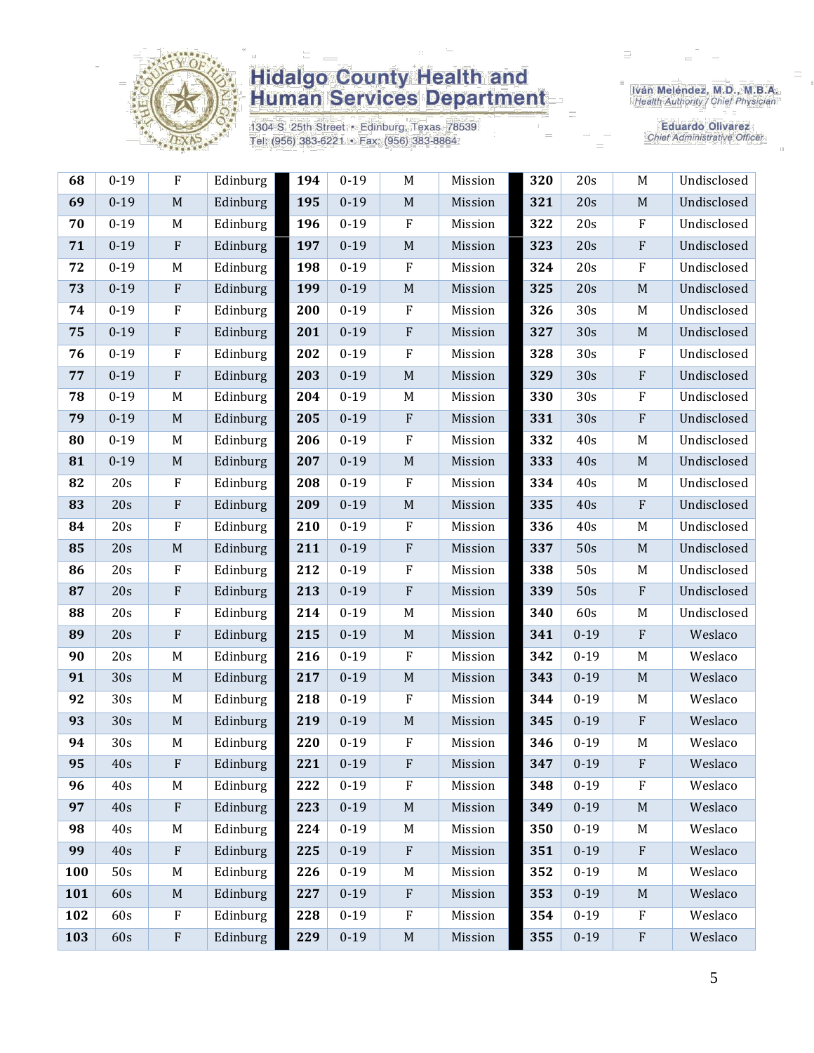Hidalgo County Health and Human Services Department

1304 S. 25th Street • Edinburg, Texas 78539
Tel: (956) 383-6221 • Fax: (956) 383-8864

Iván Meléndez, M.D., M.B.A.
Health Authority / Chief Physician

Eduardo Olivarez
Chief Administrative Officer

| | | | | | | | | | | | |
|---|---|---|---|---|---|---|---|---|---|---|---|
| **68** | 0-19 | F | Edinburg | **194** | 0-19 | M | Mission | **320** | 20s | M | Undisclosed |
| **69** | 0-19 | M | Edinburg | **195** | 0-19 | M | Mission | **321** | 20s | M | Undisclosed |
| **70** | 0-19 | M | Edinburg | **196** | 0-19 | F | Mission | **322** | 20s | F | Undisclosed |
| **71** | 0-19 | F | Edinburg | **197** | 0-19 | M | Mission | **323** | 20s | F | Undisclosed |
| **72** | 0-19 | M | Edinburg | **198** | 0-19 | F | Mission | **324** | 20s | F | Undisclosed |
| **73** | 0-19 | F | Edinburg | **199** | 0-19 | M | Mission | **325** | 20s | M | Undisclosed |
| **74** | 0-19 | F | Edinburg | **200** | 0-19 | F | Mission | **326** | 30s | M | Undisclosed |
| **75** | 0-19 | F | Edinburg | **201** | 0-19 | F | Mission | **327** | 30s | M | Undisclosed |
| **76** | 0-19 | F | Edinburg | **202** | 0-19 | F | Mission | **328** | 30s | F | Undisclosed |
| **77** | 0-19 | F | Edinburg | **203** | 0-19 | M | Mission | **329** | 30s | F | Undisclosed |
| **78** | 0-19 | M | Edinburg | **204** | 0-19 | M | Mission | **330** | 30s | F | Undisclosed |
| **79** | 0-19 | M | Edinburg | **205** | 0-19 | F | Mission | **331** | 30s | F | Undisclosed |
| **80** | 0-19 | M | Edinburg | **206** | 0-19 | F | Mission | **332** | 40s | M | Undisclosed |
| **81** | 0-19 | M | Edinburg | **207** | 0-19 | M | Mission | **333** | 40s | M | Undisclosed |
| **82** | 20s | F | Edinburg | **208** | 0-19 | F | Mission | **334** | 40s | M | Undisclosed |
| **83** | 20s | F | Edinburg | **209** | 0-19 | M | Mission | **335** | 40s | F | Undisclosed |
| **84** | 20s | F | Edinburg | **210** | 0-19 | F | Mission | **336** | 40s | M | Undisclosed |
| **85** | 20s | M | Edinburg | **211** | 0-19 | F | Mission | **337** | 50s | M | Undisclosed |
| **86** | 20s | F | Edinburg | **212** | 0-19 | F | Mission | **338** | 50s | M | Undisclosed |
| **87** | 20s | F | Edinburg | **213** | 0-19 | F | Mission | **339** | 50s | F | Undisclosed |
| **88** | 20s | F | Edinburg | **214** | 0-19 | M | Mission | **340** | 60s | M | Undisclosed |
| **89** | 20s | F | Edinburg | **215** | 0-19 | M | Mission | **341** | 0-19 | F | Weslaco |
| **90** | 20s | M | Edinburg | **216** | 0-19 | F | Mission | **342** | 0-19 | M | Weslaco |
| **91** | 30s | M | Edinburg | **217** | 0-19 | M | Mission | **343** | 0-19 | M | Weslaco |
| **92** | 30s | M | Edinburg | **218** | 0-19 | F | Mission | **344** | 0-19 | M | Weslaco |
| **93** | 30s | M | Edinburg | **219** | 0-19 | M | Mission | **345** | 0-19 | F | Weslaco |
| **94** | 30s | M | Edinburg | **220** | 0-19 | F | Mission | **346** | 0-19 | M | Weslaco |
| **95** | 40s | F | Edinburg | **221** | 0-19 | F | Mission | **347** | 0-19 | F | Weslaco |
| **96** | 40s | M | Edinburg | **222** | 0-19 | F | Mission | **348** | 0-19 | F | Weslaco |
| **97** | 40s | F | Edinburg | **223** | 0-19 | M | Mission | **349** | 0-19 | M | Weslaco |
| **98** | 40s | M | Edinburg | **224** | 0-19 | M | Mission | **350** | 0-19 | M | Weslaco |
| **99** | 40s | F | Edinburg | **225** | 0-19 | F | Mission | **351** | 0-19 | F | Weslaco |
| **100** | 50s | M | Edinburg | **226** | 0-19 | M | Mission | **352** | 0-19 | M | Weslaco |
| **101** | 60s | M | Edinburg | **227** | 0-19 | F | Mission | **353** | 0-19 | M | Weslaco |
| **102** | 60s | F | Edinburg | **228** | 0-19 | F | Mission | **354** | 0-19 | F | Weslaco |
| **103** | 60s | F | Edinburg | **229** | 0-19 | M | Mission | **355** | 0-19 | F | Weslaco |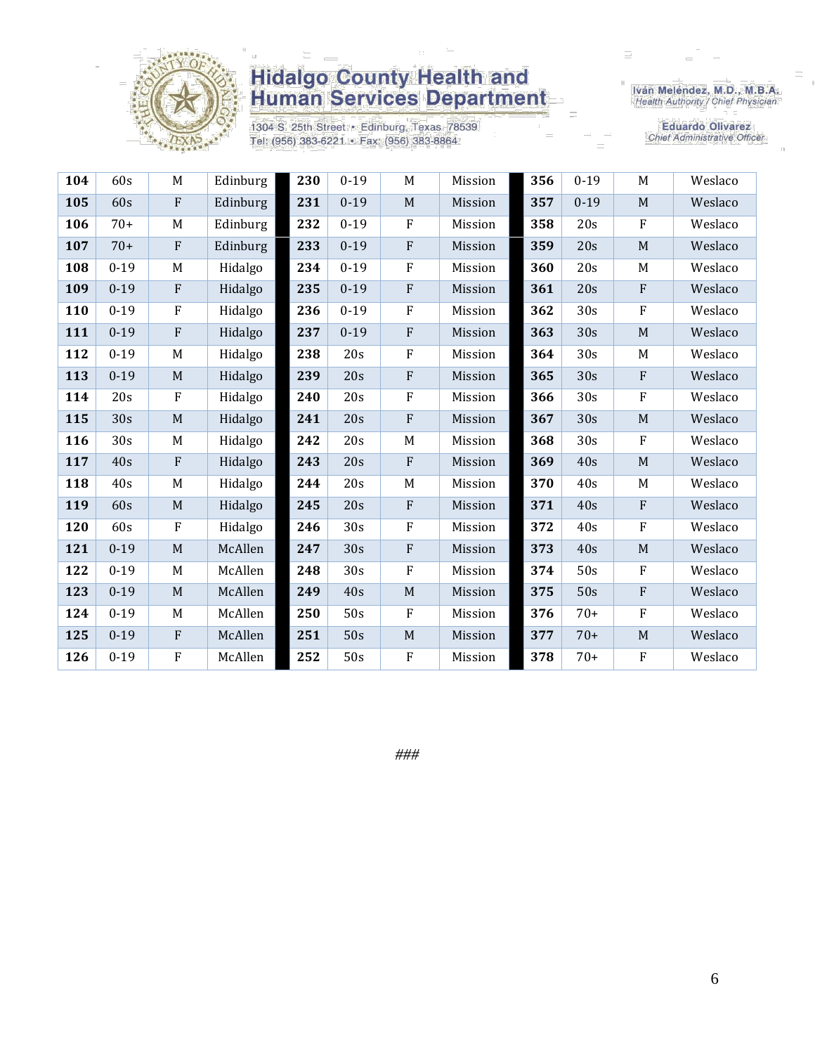# Hidalgo County Health and Human Services Department

1304 S. 25th Street • Edinburg, Texas 78539
Tel: (956) 383-6221 • Fax: (956) 383-8864

Iván Meléndez, M.D., M.B.A.
Health Authority / Chief Physician

Eduardo Olivarez
Chief Administrative Officer

| | | | | | | | | | | | |
|---|---|---|---|---|---|---|---|---|---|---|---|
| **104** | 60s | M | Edinburg | **230** | 0-19 | M | Mission | **356** | 0-19 | M | Weslaco |
| **105** | 60s | F | Edinburg | **231** | 0-19 | M | Mission | **357** | 0-19 | M | Weslaco |
| **106** | 70+ | M | Edinburg | **232** | 0-19 | F | Mission | **358** | 20s | F | Weslaco |
| **107** | 70+ | F | Edinburg | **233** | 0-19 | F | Mission | **359** | 20s | M | Weslaco |
| **108** | 0-19 | M | Hidalgo | **234** | 0-19 | F | Mission | **360** | 20s | M | Weslaco |
| **109** | 0-19 | F | Hidalgo | **235** | 0-19 | F | Mission | **361** | 20s | F | Weslaco |
| **110** | 0-19 | F | Hidalgo | **236** | 0-19 | F | Mission | **362** | 30s | F | Weslaco |
| **111** | 0-19 | F | Hidalgo | **237** | 0-19 | F | Mission | **363** | 30s | M | Weslaco |
| **112** | 0-19 | M | Hidalgo | **238** | 20s | F | Mission | **364** | 30s | M | Weslaco |
| **113** | 0-19 | M | Hidalgo | **239** | 20s | F | Mission | **365** | 30s | F | Weslaco |
| **114** | 20s | F | Hidalgo | **240** | 20s | F | Mission | **366** | 30s | F | Weslaco |
| **115** | 30s | M | Hidalgo | **241** | 20s | F | Mission | **367** | 30s | M | Weslaco |
| **116** | 30s | M | Hidalgo | **242** | 20s | M | Mission | **368** | 30s | F | Weslaco |
| **117** | 40s | F | Hidalgo | **243** | 20s | F | Mission | **369** | 40s | M | Weslaco |
| **118** | 40s | M | Hidalgo | **244** | 20s | M | Mission | **370** | 40s | M | Weslaco |
| **119** | 60s | M | Hidalgo | **245** | 20s | F | Mission | **371** | 40s | F | Weslaco |
| **120** | 60s | F | Hidalgo | **246** | 30s | F | Mission | **372** | 40s | F | Weslaco |
| **121** | 0-19 | M | McAllen | **247** | 30s | F | Mission | **373** | 40s | M | Weslaco |
| **122** | 0-19 | M | McAllen | **248** | 30s | F | Mission | **374** | 50s | F | Weslaco |
| **123** | 0-19 | M | McAllen | **249** | 40s | M | Mission | **375** | 50s | F | Weslaco |
| **124** | 0-19 | M | McAllen | **250** | 50s | F | Mission | **376** | 70+ | F | Weslaco |
| **125** | 0-19 | F | McAllen | **251** | 50s | M | Mission | **377** | 70+ | M | Weslaco |
| **126** | 0-19 | F | McAllen | **252** | 50s | F | Mission | **378** | 70+ | F | Weslaco |

###